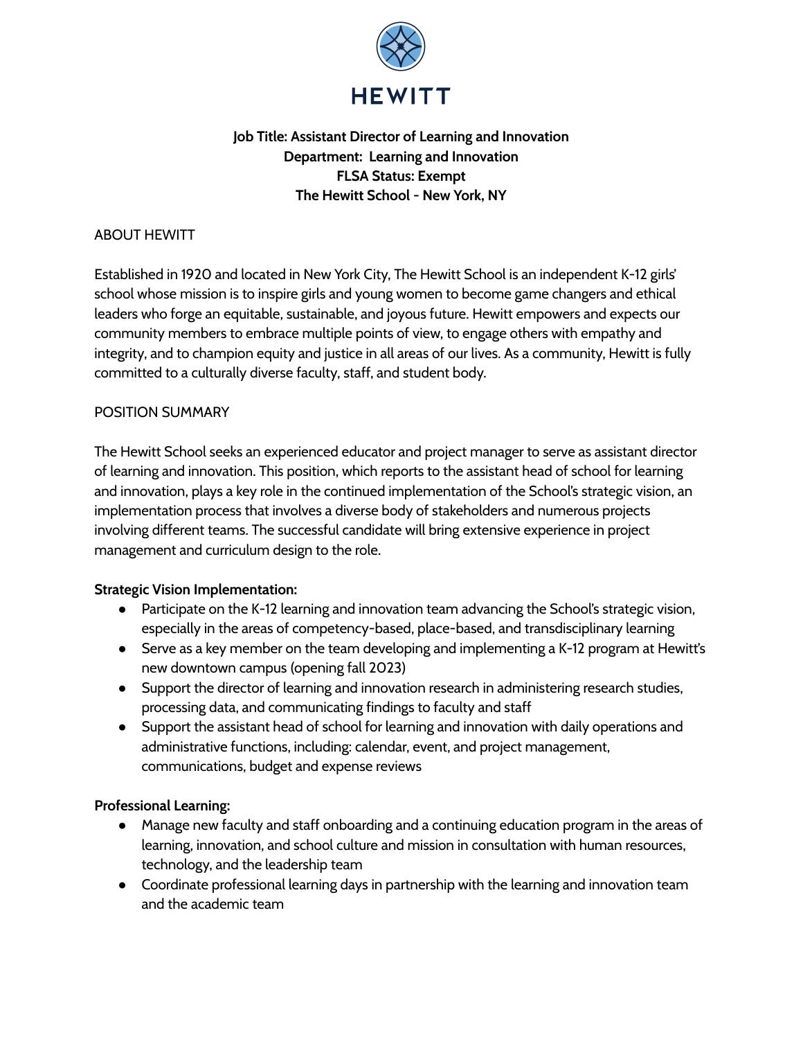HEWITT

**Job Title: Assistant Director of Learning and Innovation**
**Department: Learning and Innovation**
**FLSA Status: Exempt**
**The Hewitt School - New York, NY**

ABOUT HEWITT

Established in 1920 and located in New York City, The Hewitt School is an independent K-12 girls' school whose mission is to inspire girls and young women to become game changers and ethical leaders who forge an equitable, sustainable, and joyous future. Hewitt empowers and expects our community members to embrace multiple points of view, to engage others with empathy and integrity, and to champion equity and justice in all areas of our lives. As a community, Hewitt is fully committed to a culturally diverse faculty, staff, and student body.

POSITION SUMMARY

The Hewitt School seeks an experienced educator and project manager to serve as assistant director of learning and innovation. This position, which reports to the assistant head of school for learning and innovation, plays a key role in the continued implementation of the School's strategic vision, an implementation process that involves a diverse body of stakeholders and numerous projects involving different teams. The successful candidate will bring extensive experience in project management and curriculum design to the role.

**Strategic Vision Implementation:**

- Participate on the K-12 learning and innovation team advancing the School's strategic vision, especially in the areas of competency-based, place-based, and transdisciplinary learning
- Serve as a key member on the team developing and implementing a K-12 program at Hewitt's new downtown campus (opening fall 2023)
- Support the director of learning and innovation research in administering research studies, processing data, and communicating findings to faculty and staff
- Support the assistant head of school for learning and innovation with daily operations and administrative functions, including: calendar, event, and project management, communications, budget and expense reviews

**Professional Learning:**

- Manage new faculty and staff onboarding and a continuing education program in the areas of learning, innovation, and school culture and mission in consultation with human resources, technology, and the leadership team
- Coordinate professional learning days in partnership with the learning and innovation team and the academic team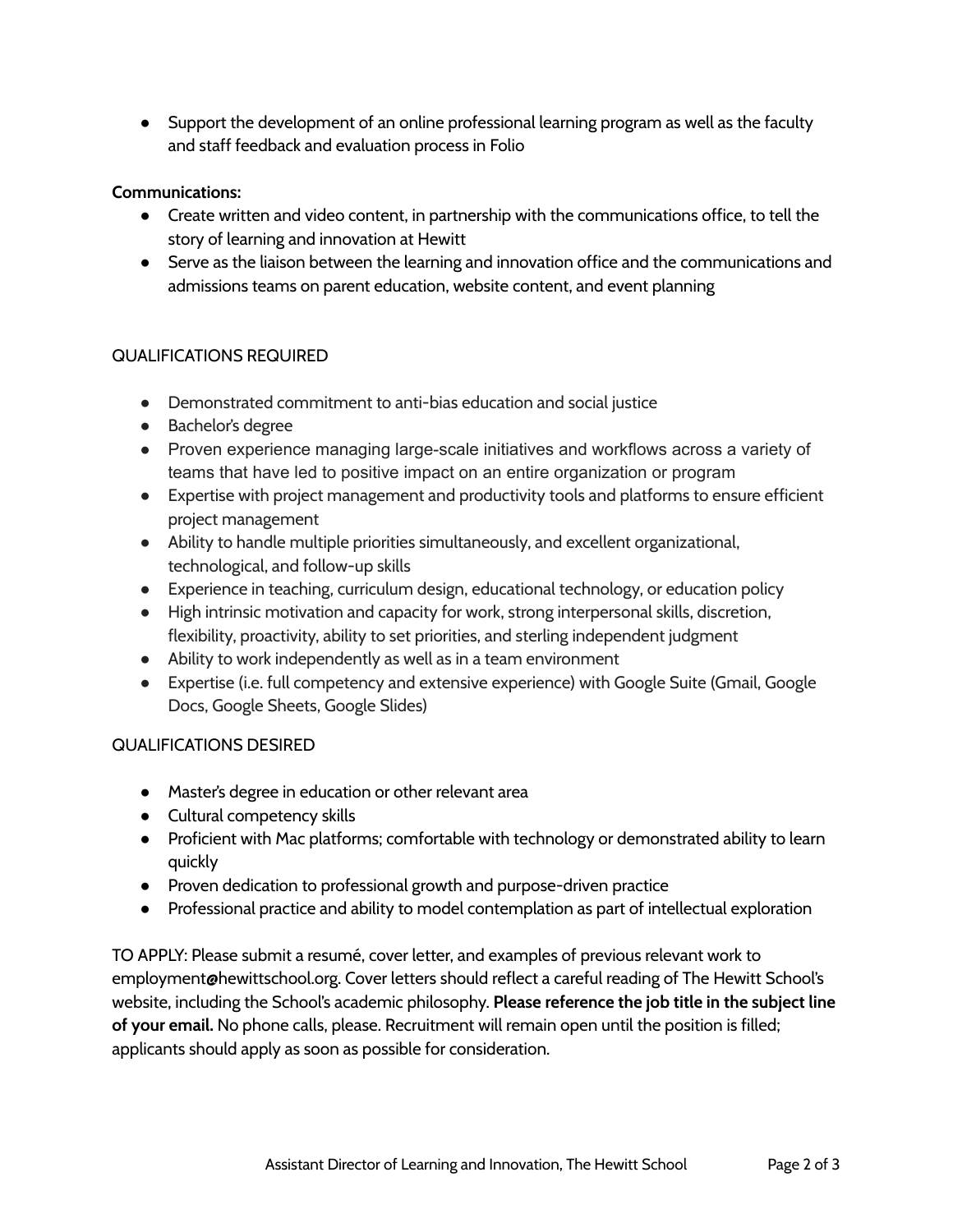- Support the development of an online professional learning program as well as the faculty and staff feedback and evaluation process in Folio

**Communications:**

- Create written and video content, in partnership with the communications office, to tell the story of learning and innovation at Hewitt
- Serve as the liaison between the learning and innovation office and the communications and admissions teams on parent education, website content, and event planning

## QUALIFICATIONS REQUIRED

- Demonstrated commitment to anti-bias education and social justice
- Bachelor's degree
- Proven experience managing large-scale initiatives and workflows across a variety of teams that have led to positive impact on an entire organization or program
- Expertise with project management and productivity tools and platforms to ensure efficient project management
- Ability to handle multiple priorities simultaneously, and excellent organizational, technological, and follow-up skills
- Experience in teaching, curriculum design, educational technology, or education policy
- High intrinsic motivation and capacity for work, strong interpersonal skills, discretion, flexibility, proactivity, ability to set priorities, and sterling independent judgment
- Ability to work independently as well as in a team environment
- Expertise (i.e. full competency and extensive experience) with Google Suite (Gmail, Google Docs, Google Sheets, Google Slides)

## QUALIFICATIONS DESIRED

- Master's degree in education or other relevant area
- Cultural competency skills
- Proficient with Mac platforms; comfortable with technology or demonstrated ability to learn quickly
- Proven dedication to professional growth and purpose-driven practice
- Professional practice and ability to model contemplation as part of intellectual exploration

TO APPLY: Please submit a resumé, cover letter, and examples of previous relevant work to employment@hewittschool.org. Cover letters should reflect a careful reading of The Hewitt School's website, including the School's academic philosophy. **Please reference the job title in the subject line of your email.** No phone calls, please. Recruitment will remain open until the position is filled; applicants should apply as soon as possible for consideration.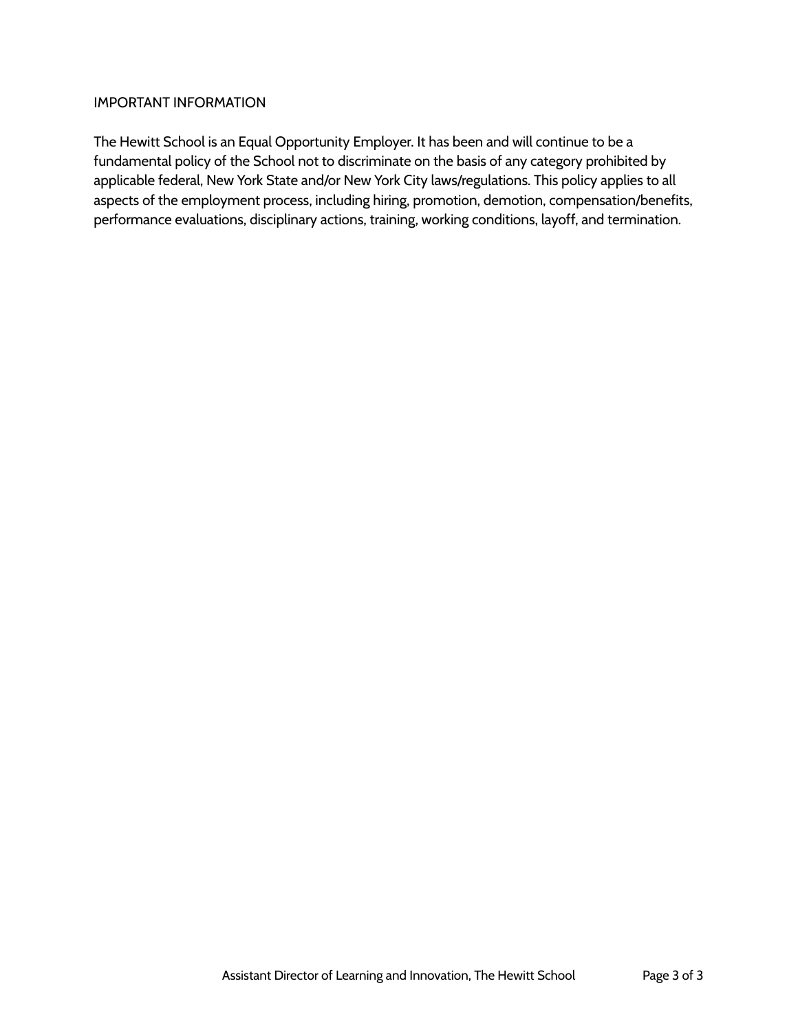## IMPORTANT INFORMATION

The Hewitt School is an Equal Opportunity Employer. It has been and will continue to be a fundamental policy of the School not to discriminate on the basis of any category prohibited by applicable federal, New York State and/or New York City laws/regulations. This policy applies to all aspects of the employment process, including hiring, promotion, demotion, compensation/benefits, performance evaluations, disciplinary actions, training, working conditions, layoff, and termination.